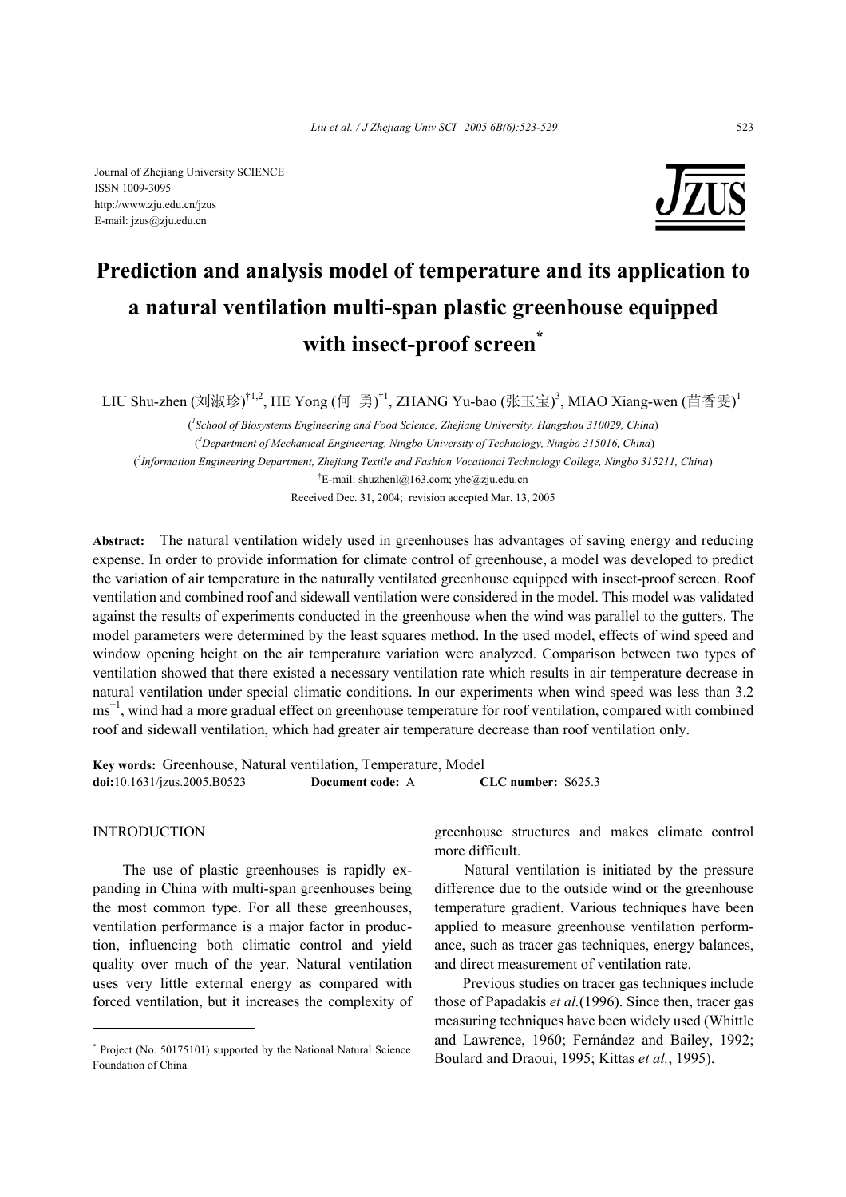Journal of Zhejiang University SCIENCE
ISSN 1009-3095
http://www.zju.edu.cn/jzus
E-mail: jzus@zju.edu.cn

# Prediction and analysis model of temperature and its application to a natural ventilation multi-span plastic greenhouse equipped with insect-proof screen*

LIU Shu-zhen (刘淑珍)[†1,2], HE Yong (何 勇)[†1], ZHANG Yu-bao (张玉宝)[3], MIAO Xiang-wen (苗香雯)[1]

([1]*School of Biosystems Engineering and Food Science, Zhejiang University, Hangzhou 310029, China*)

([2]*Department of Mechanical Engineering, Ningbo University of Technology, Ningbo 315016, China*)

([3]*Information Engineering Department, Zhejiang Textile and Fashion Vocational Technology College, Ningbo 315211, China*)

[†]E-mail: shuzhenl@163.com; yhe@zju.edu.cn

Received Dec. 31, 2004; revision accepted Mar. 13, 2005

**Abstract:** The natural ventilation widely used in greenhouses has advantages of saving energy and reducing expense. In order to provide information for climate control of greenhouse, a model was developed to predict the variation of air temperature in the naturally ventilated greenhouse equipped with insect-proof screen. Roof ventilation and combined roof and sidewall ventilation were considered in the model. This model was validated against the results of experiments conducted in the greenhouse when the wind was parallel to the gutters. The model parameters were determined by the least squares method. In the used model, effects of wind speed and window opening height on the air temperature variation were analyzed. Comparison between two types of ventilation showed that there existed a necessary ventilation rate which results in air temperature decrease in natural ventilation under special climatic conditions. In our experiments when wind speed was less than 3.2 $ms^{-1}$, wind had a more gradual effect on greenhouse temperature for roof ventilation, compared with combined roof and sidewall ventilation, which had greater air temperature decrease than roof ventilation only.

**Key words:** Greenhouse, Natural ventilation, Temperature, Model
**doi:**10.1631/jzus.2005.B0523 **Document code:** A **CLC number:** S625.3

## INTRODUCTION

The use of plastic greenhouses is rapidly expanding in China with multi-span greenhouses being the most common type. For all these greenhouses, ventilation performance is a major factor in production, influencing both climatic control and yield quality over much of the year. Natural ventilation uses very little external energy as compared with forced ventilation, but it increases the complexity of greenhouse structures and makes climate control more difficult.

Natural ventilation is initiated by the pressure difference due to the outside wind or the greenhouse temperature gradient. Various techniques have been applied to measure greenhouse ventilation performance, such as tracer gas techniques, energy balances, and direct measurement of ventilation rate.

Previous studies on tracer gas techniques include those of Papadakis *et al.*(1996). Since then, tracer gas measuring techniques have been widely used (Whittle and Lawrence, 1960; Fernández and Bailey, 1992; Boulard and Draoui, 1995; Kittas *et al.*, 1995).

---
* Project (No. 50175101) supported by the National Natural Science Foundation of China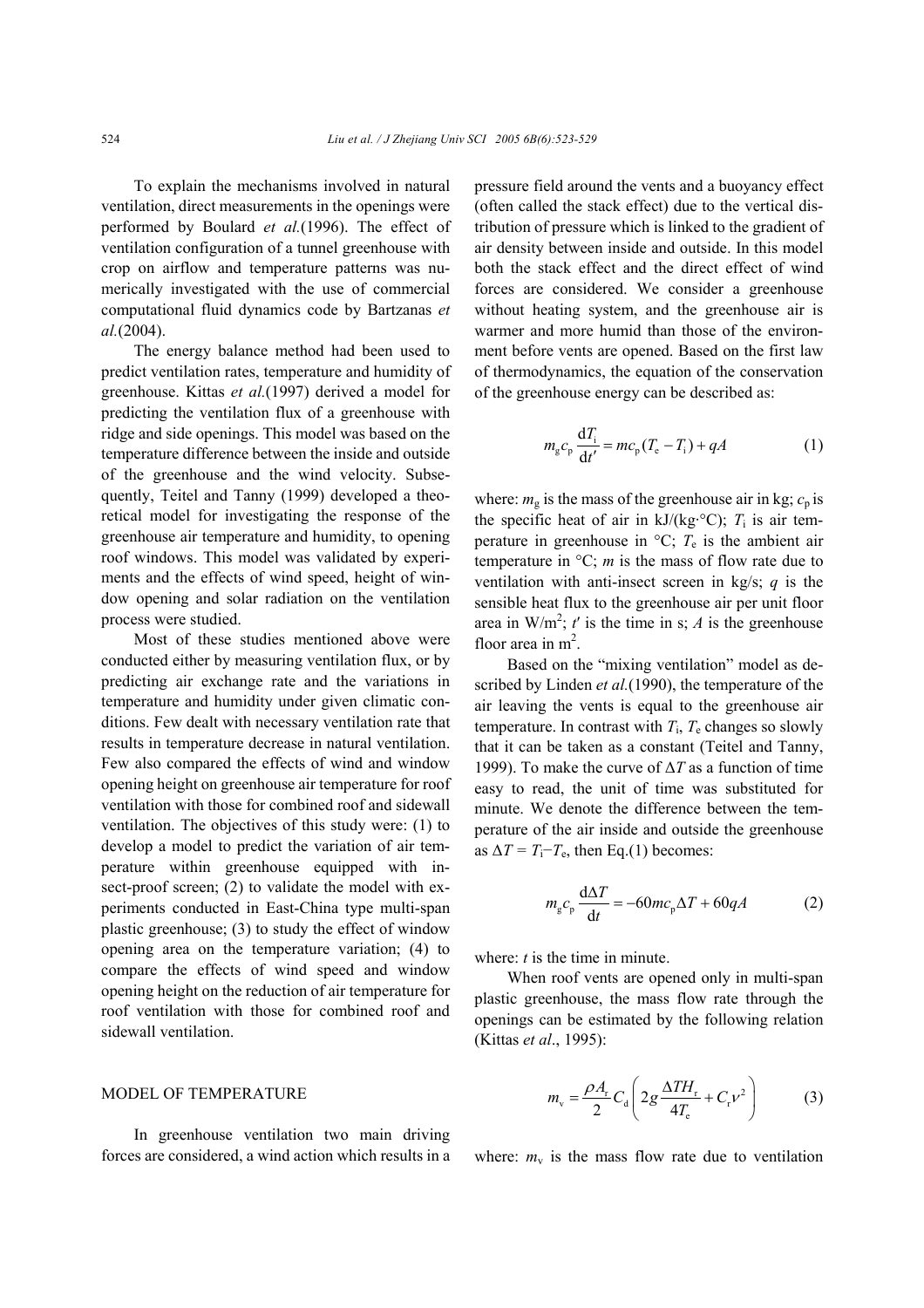To explain the mechanisms involved in natural ventilation, direct measurements in the openings were performed by Boulard *et al.*(1996). The effect of ventilation configuration of a tunnel greenhouse with crop on airflow and temperature patterns was numerically investigated with the use of commercial computational fluid dynamics code by Bartzanas *et al.*(2004).

The energy balance method had been used to predict ventilation rates, temperature and humidity of greenhouse. Kittas *et al.*(1997) derived a model for predicting the ventilation flux of a greenhouse with ridge and side openings. This model was based on the temperature difference between the inside and outside of the greenhouse and the wind velocity. Subsequently, Teitel and Tanny (1999) developed a theoretical model for investigating the response of the greenhouse air temperature and humidity, to opening roof windows. This model was validated by experiments and the effects of wind speed, height of window opening and solar radiation on the ventilation process were studied.

Most of these studies mentioned above were conducted either by measuring ventilation flux, or by predicting air exchange rate and the variations in temperature and humidity under given climatic conditions. Few dealt with necessary ventilation rate that results in temperature decrease in natural ventilation. Few also compared the effects of wind and window opening height on greenhouse air temperature for roof ventilation with those for combined roof and sidewall ventilation. The objectives of this study were: (1) to develop a model to predict the variation of air temperature within greenhouse equipped with insect-proof screen; (2) to validate the model with experiments conducted in East-China type multi-span plastic greenhouse; (3) to study the effect of window opening area on the temperature variation; (4) to compare the effects of wind speed and window opening height on the reduction of air temperature for roof ventilation with those for combined roof and sidewall ventilation.

## MODEL OF TEMPERATURE

In greenhouse ventilation two main driving forces are considered, a wind action which results in a pressure field around the vents and a buoyancy effect (often called the stack effect) due to the vertical distribution of pressure which is linked to the gradient of air density between inside and outside. In this model both the stack effect and the direct effect of wind forces are considered. We consider a greenhouse without heating system, and the greenhouse air is warmer and more humid than those of the environment before vents are opened. Based on the first law of thermodynamics, the equation of the conservation of the greenhouse energy can be described as:

$$m_g c_p \frac{dT_i}{dt'} = mc_p(T_e - T_i) + qA \tag{1}$$

where: $m_g$ is the mass of the greenhouse air in kg; $c_p$ is the specific heat of air in kJ/(kg·°C); $T_i$ is air temperature in greenhouse in °C; $T_e$ is the ambient air temperature in °C; $m$ is the mass of flow rate due to ventilation with anti-insect screen in kg/s; $q$ is the sensible heat flux to the greenhouse air per unit floor area in W/m$^2$; $t'$ is the time in s; $A$ is the greenhouse floor area in m$^2$.

Based on the "mixing ventilation" model as described by Linden *et al.*(1990), the temperature of the air leaving the vents is equal to the greenhouse air temperature. In contrast with $T_i$, $T_e$ changes so slowly that it can be taken as a constant (Teitel and Tanny, 1999). To make the curve of $\Delta T$ as a function of time easy to read, the unit of time was substituted for minute. We denote the difference between the temperature of the air inside and outside the greenhouse as $\Delta T = T_i - T_e$, then Eq.(1) becomes:

$$m_g c_p \frac{d\Delta T}{dt} = -60mc_p\Delta T + 60qA \tag{2}$$

where: $t$ is the time in minute.

When roof vents are opened only in multi-span plastic greenhouse, the mass flow rate through the openings can be estimated by the following relation (Kittas *et al*., 1995):

$$m_v = \frac{\rho A_r}{2} C_d \left( 2g \frac{\Delta T H_r}{4T_e} + C_r v^2 \right) \tag{3}$$

where: $m_v$ is the mass flow rate due to ventilation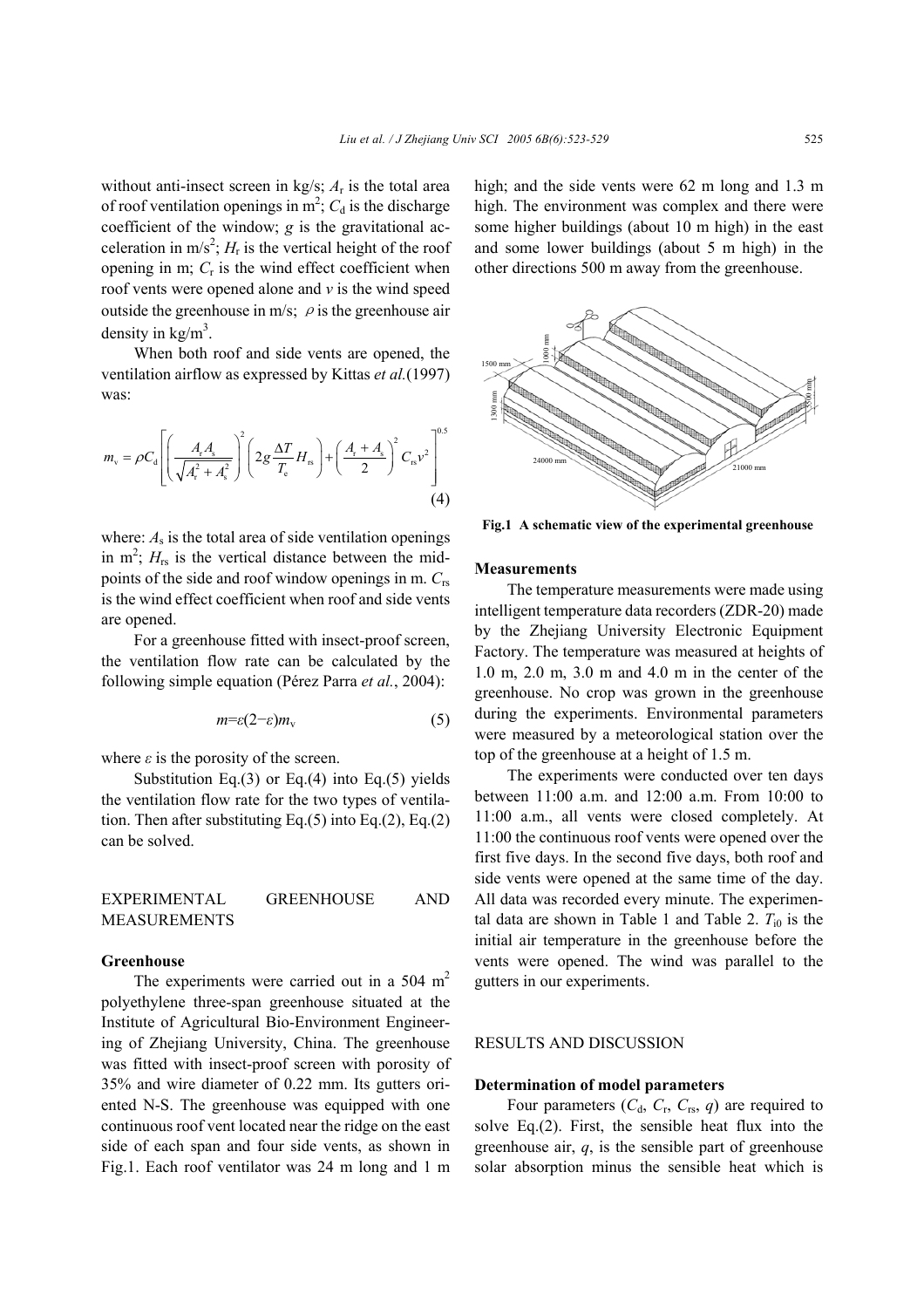without anti-insect screen in kg/s; $A_r$ is the total area of roof ventilation openings in m$^2$; $C_d$ is the discharge coefficient of the window; $g$ is the gravitational acceleration in m/s$^2$; $H_r$ is the vertical height of the roof opening in m; $C_r$ is the wind effect coefficient when roof vents were opened alone and $v$ is the wind speed outside the greenhouse in m/s; $\rho$ is the greenhouse air density in kg/m$^3$.

When both roof and side vents are opened, the ventilation airflow as expressed by Kittas *et al.*(1997) was:

$$m_v = \rho C_d \left[ \left( \frac{A_r A_s}{\sqrt{A_r^2 + A_s^2}} \right)^2 \left( 2g \frac{\Delta T}{T_e} H_{rs} \right) + \left( \frac{A_r + A_s}{2} \right)^2 C_{rs} v^2 \right]^{0.5} \tag{4}$$

where: $A_s$ is the total area of side ventilation openings in m$^2$; $H_{rs}$ is the vertical distance between the mid-points of the side and roof window openings in m. $C_{rs}$ is the wind effect coefficient when roof and side vents are opened.

For a greenhouse fitted with insect-proof screen, the ventilation flow rate can be calculated by the following simple equation (Pérez Parra *et al.*, 2004):

$$m = \varepsilon(2-\varepsilon)m_v \tag{5}$$

where $\varepsilon$ is the porosity of the screen.

Substitution Eq.(3) or Eq.(4) into Eq.(5) yields the ventilation flow rate for the two types of ventilation. Then after substituting Eq.(5) into Eq.(2), Eq.(2) can be solved.

## EXPERIMENTAL GREENHOUSE AND MEASUREMENTS

### Greenhouse

The experiments were carried out in a 504 m$^2$ polyethylene three-span greenhouse situated at the Institute of Agricultural Bio-Environment Engineering of Zhejiang University, China. The greenhouse was fitted with insect-proof screen with porosity of 35% and wire diameter of 0.22 mm. Its gutters oriented N-S. The greenhouse was equipped with one continuous roof vent located near the ridge on the east side of each span and four side vents, as shown in Fig.1. Each roof ventilator was 24 m long and 1 m high; and the side vents were 62 m long and 1.3 m high. The environment was complex and there were some higher buildings (about 10 m high) in the east and some lower buildings (about 5 m high) in the other directions 500 m away from the greenhouse.

**Fig.1 A schematic view of the experimental greenhouse**

### Measurements

The temperature measurements were made using intelligent temperature data recorders (ZDR-20) made by the Zhejiang University Electronic Equipment Factory. The temperature was measured at heights of 1.0 m, 2.0 m, 3.0 m and 4.0 m in the center of the greenhouse. No crop was grown in the greenhouse during the experiments. Environmental parameters were measured by a meteorological station over the top of the greenhouse at a height of 1.5 m.

The experiments were conducted over ten days between 11:00 a.m. and 12:00 a.m. From 10:00 to 11:00 a.m., all vents were closed completely. At 11:00 the continuous roof vents were opened over the first five days. In the second five days, both roof and side vents were opened at the same time of the day. All data was recorded every minute. The experimental data are shown in Table 1 and Table 2. $T_{i0}$ is the initial air temperature in the greenhouse before the vents were opened. The wind was parallel to the gutters in our experiments.

## RESULTS AND DISCUSSION

### Determination of model parameters

Four parameters ($C_d$, $C_r$, $C_{rs}$, $q$) are required to solve Eq.(2). First, the sensible heat flux into the greenhouse air, $q$, is the sensible part of greenhouse solar absorption minus the sensible heat which is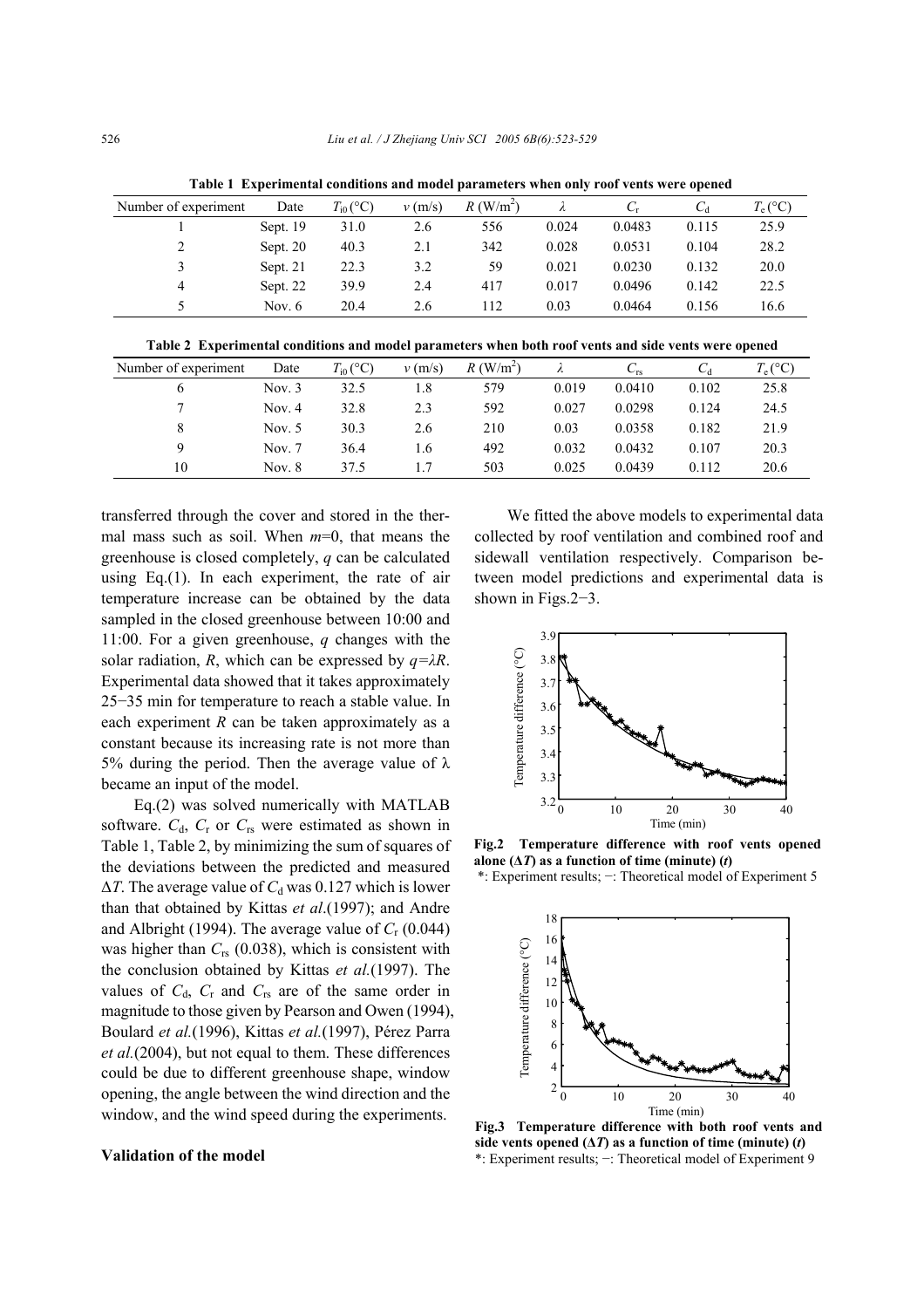**Table 1 Experimental conditions and model parameters when only roof vents were opened**

| Number of experiment | Date | $T_{i0}$ (°C) | $v$ (m/s) | $R$ (W/m$^2$) | $\lambda$ | $C_r$ | $C_d$ | $T_e$ (°C) |
|---|---|---|---|---|---|---|---|---|
| 1 | Sept. 19 | 31.0 | 2.6 | 556 | 0.024 | 0.0483 | 0.115 | 25.9 |
| 2 | Sept. 20 | 40.3 | 2.1 | 342 | 0.028 | 0.0531 | 0.104 | 28.2 |
| 3 | Sept. 21 | 22.3 | 3.2 | 59 | 0.021 | 0.0230 | 0.132 | 20.0 |
| 4 | Sept. 22 | 39.9 | 2.4 | 417 | 0.017 | 0.0496 | 0.142 | 22.5 |
| 5 | Nov. 6 | 20.4 | 2.6 | 112 | 0.03 | 0.0464 | 0.156 | 16.6 |

**Table 2 Experimental conditions and model parameters when both roof vents and side vents were opened**

| Number of experiment | Date | $T_{i0}$ (°C) | $v$ (m/s) | $R$ (W/m$^2$) | $\lambda$ | $C_{rs}$ | $C_d$ | $T_e$ (°C) |
|---|---|---|---|---|---|---|---|---|
| 6 | Nov. 3 | 32.5 | 1.8 | 579 | 0.019 | 0.0410 | 0.102 | 25.8 |
| 7 | Nov. 4 | 32.8 | 2.3 | 592 | 0.027 | 0.0298 | 0.124 | 24.5 |
| 8 | Nov. 5 | 30.3 | 2.6 | 210 | 0.03 | 0.0358 | 0.182 | 21.9 |
| 9 | Nov. 7 | 36.4 | 1.6 | 492 | 0.032 | 0.0432 | 0.107 | 20.3 |
| 10 | Nov. 8 | 37.5 | 1.7 | 503 | 0.025 | 0.0439 | 0.112 | 20.6 |

transferred through the cover and stored in the thermal mass such as soil. When $m$=0, that means the greenhouse is closed completely, $q$ can be calculated using Eq.(1). In each experiment, the rate of air temperature increase can be obtained by the data sampled in the closed greenhouse between 10:00 and 11:00. For a given greenhouse, $q$ changes with the solar radiation, $R$, which can be expressed by $q=\lambda R$. Experimental data showed that it takes approximately 25−35 min for temperature to reach a stable value. In each experiment $R$ can be taken approximately as a constant because its increasing rate is not more than 5% during the period. Then the average value of $\lambda$ became an input of the model.

Eq.(2) was solved numerically with MATLAB software. $C_d$, $C_r$ or $C_{rs}$ were estimated as shown in Table 1, Table 2, by minimizing the sum of squares of the deviations between the predicted and measured $\Delta T$. The average value of $C_d$ was 0.127 which is lower than that obtained by Kittas *et al*.(1997); and Andre and Albright (1994). The average value of $C_r$ (0.044) was higher than $C_{rs}$ (0.038), which is consistent with the conclusion obtained by Kittas *et al.*(1997). The values of $C_d$, $C_r$ and $C_{rs}$ are of the same order in magnitude to those given by Pearson and Owen (1994), Boulard *et al.*(1996), Kittas *et al.*(1997), Pérez Parra *et al.*(2004), but not equal to them. These differences could be due to different greenhouse shape, window opening, the angle between the wind direction and the window, and the wind speed during the experiments.

We fitted the above models to experimental data collected by roof ventilation and combined roof and sidewall ventilation respectively. Comparison between model predictions and experimental data is shown in Figs.2−3.

**Fig.2 Temperature difference with roof vents opened alone ($\Delta T$) as a function of time (minute) ($t$)**
*: Experiment results; −: Theoretical model of Experiment 5

**Fig.3 Temperature difference with both roof vents and side vents opened ($\Delta T$) as a function of time (minute) ($t$)**
*: Experiment results; −: Theoretical model of Experiment 9

### Validation of the model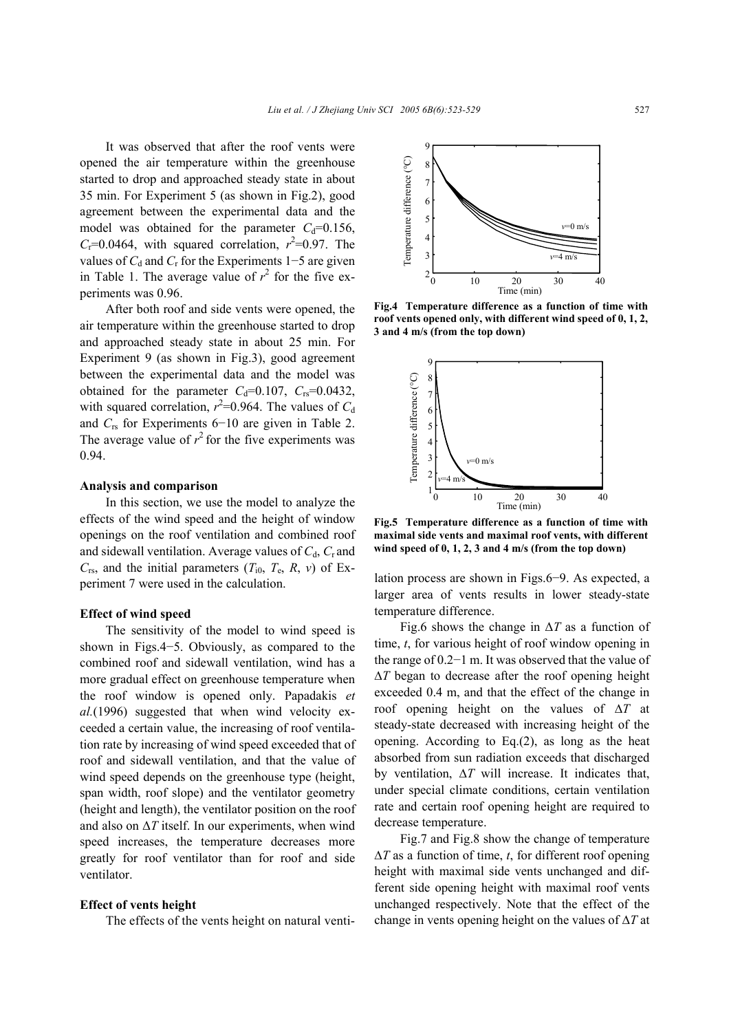It was observed that after the roof vents were opened the air temperature within the greenhouse started to drop and approached steady state in about 35 min. For Experiment 5 (as shown in Fig.2), good agreement between the experimental data and the model was obtained for the parameter $C_d$=0.156, $C_r$=0.0464, with squared correlation, $r^2$=0.97. The values of $C_d$ and $C_r$ for the Experiments 1−5 are given in Table 1. The average value of $r^2$ for the five experiments was 0.96.

After both roof and side vents were opened, the air temperature within the greenhouse started to drop and approached steady state in about 25 min. For Experiment 9 (as shown in Fig.3), good agreement between the experimental data and the model was obtained for the parameter $C_d$=0.107, $C_{rs}$=0.0432, with squared correlation, $r^2$=0.964. The values of $C_d$ and $C_{rs}$ for Experiments 6−10 are given in Table 2. The average value of $r^2$ for the five experiments was 0.94.

**Analysis and comparison**

In this section, we use the model to analyze the effects of the wind speed and the height of window openings on the roof ventilation and combined roof and sidewall ventilation. Average values of $C_d$, $C_r$ and $C_{rs}$, and the initial parameters ($T_{i0}$, $T_e$, $R$, $v$) of Experiment 7 were used in the calculation.

**Effect of wind speed**

The sensitivity of the model to wind speed is shown in Figs.4−5. Obviously, as compared to the combined roof and sidewall ventilation, wind has a more gradual effect on greenhouse temperature when the roof window is opened only. Papadakis *et al.*(1996) suggested that when wind velocity exceeded a certain value, the increasing of roof ventilation rate by increasing of wind speed exceeded that of roof and sidewall ventilation, and that the value of wind speed depends on the greenhouse type (height, span width, roof slope) and the ventilator geometry (height and length), the ventilator position on the roof and also on $\Delta T$ itself. In our experiments, when wind speed increases, the temperature decreases more greatly for roof ventilator than for roof and side ventilator.

**Effect of vents height**

The effects of the vents height on natural ventilation process are shown in Figs.6−9. As expected, a larger area of vents results in lower steady-state temperature difference.

**Fig.4 Temperature difference as a function of time with roof vents opened only, with different wind speed of 0, 1, 2, 3 and 4 m/s (from the top down)**

**Fig.5 Temperature difference as a function of time with maximal side vents and maximal roof vents, with different wind speed of 0, 1, 2, 3 and 4 m/s (from the top down)**

Fig.6 shows the change in $\Delta T$ as a function of time, $t$, for various height of roof window opening in the range of 0.2−1 m. It was observed that the value of $\Delta T$ began to decrease after the roof opening height exceeded 0.4 m, and that the effect of the change in roof opening height on the values of $\Delta T$ at steady-state decreased with increasing height of the opening. According to Eq.(2), as long as the heat absorbed from sun radiation exceeds that discharged by ventilation, $\Delta T$ will increase. It indicates that, under special climate conditions, certain ventilation rate and certain roof opening height are required to decrease temperature.

Fig.7 and Fig.8 show the change of temperature $\Delta T$ as a function of time, $t$, for different roof opening height with maximal side vents unchanged and different side opening height with maximal roof vents unchanged respectively. Note that the effect of the change in vents opening height on the values of $\Delta T$ at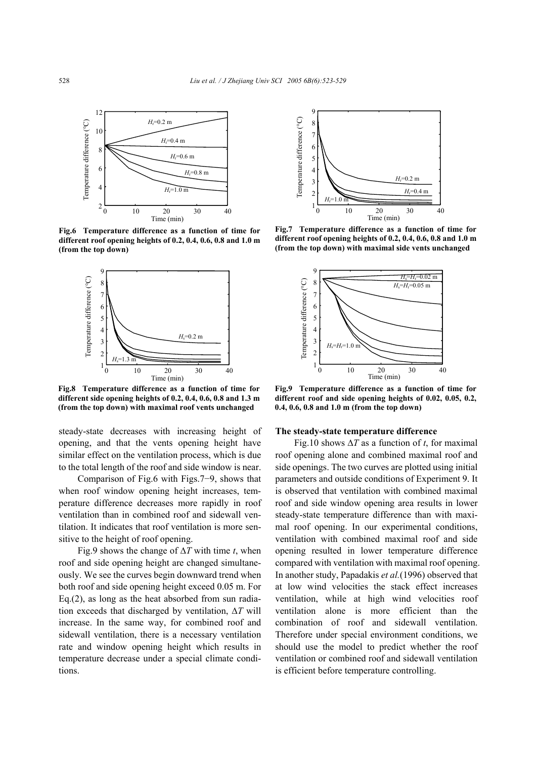Fig.6 Temperature difference as a function of time for different roof opening heights of 0.2, 0.4, 0.6, 0.8 and 1.0 m (from the top down)

Fig.7 Temperature difference as a function of time for different roof opening heights of 0.2, 0.4, 0.6, 0.8 and 1.0 m (from the top down) with maximal side vents unchanged

Fig.8 Temperature difference as a function of time for different side opening heights of 0.2, 0.4, 0.6, 0.8 and 1.3 m (from the top down) with maximal roof vents unchanged

Fig.9 Temperature difference as a function of time for different roof and side opening heights of 0.02, 0.05, 0.2, 0.4, 0.6, 0.8 and 1.0 m (from the top down)

steady-state decreases with increasing height of opening, and that the vents opening height have similar effect on the ventilation process, which is due to the total length of the roof and side window is near.

Comparison of Fig.6 with Figs.7−9, shows that when roof window opening height increases, temperature difference decreases more rapidly in roof ventilation than in combined roof and sidewall ventilation. It indicates that roof ventilation is more sensitive to the height of roof opening.

Fig.9 shows the change of $\Delta T$ with time $t$, when roof and side opening height are changed simultaneously. We see the curves begin downward trend when both roof and side opening height exceed 0.05 m. For Eq.(2), as long as the heat absorbed from sun radiation exceeds that discharged by ventilation, $\Delta T$ will increase. In the same way, for combined roof and sidewall ventilation, there is a necessary ventilation rate and window opening height which results in temperature decrease under a special climate conditions.

### The steady-state temperature difference

Fig.10 shows $\Delta T$ as a function of $t$, for maximal roof opening alone and combined maximal roof and side openings. The two curves are plotted using initial parameters and outside conditions of Experiment 9. It is observed that ventilation with combined maximal roof and side window opening area results in lower steady-state temperature difference than with maximal roof opening. In our experimental conditions, ventilation with combined maximal roof and side opening resulted in lower temperature difference compared with ventilation with maximal roof opening. In another study, Papadakis *et al.*(1996) observed that at low wind velocities the stack effect increases ventilation, while at high wind velocities roof ventilation alone is more efficient than the combination of roof and sidewall ventilation. Therefore under special environment conditions, we should use the model to predict whether the roof ventilation or combined roof and sidewall ventilation is efficient before temperature controlling.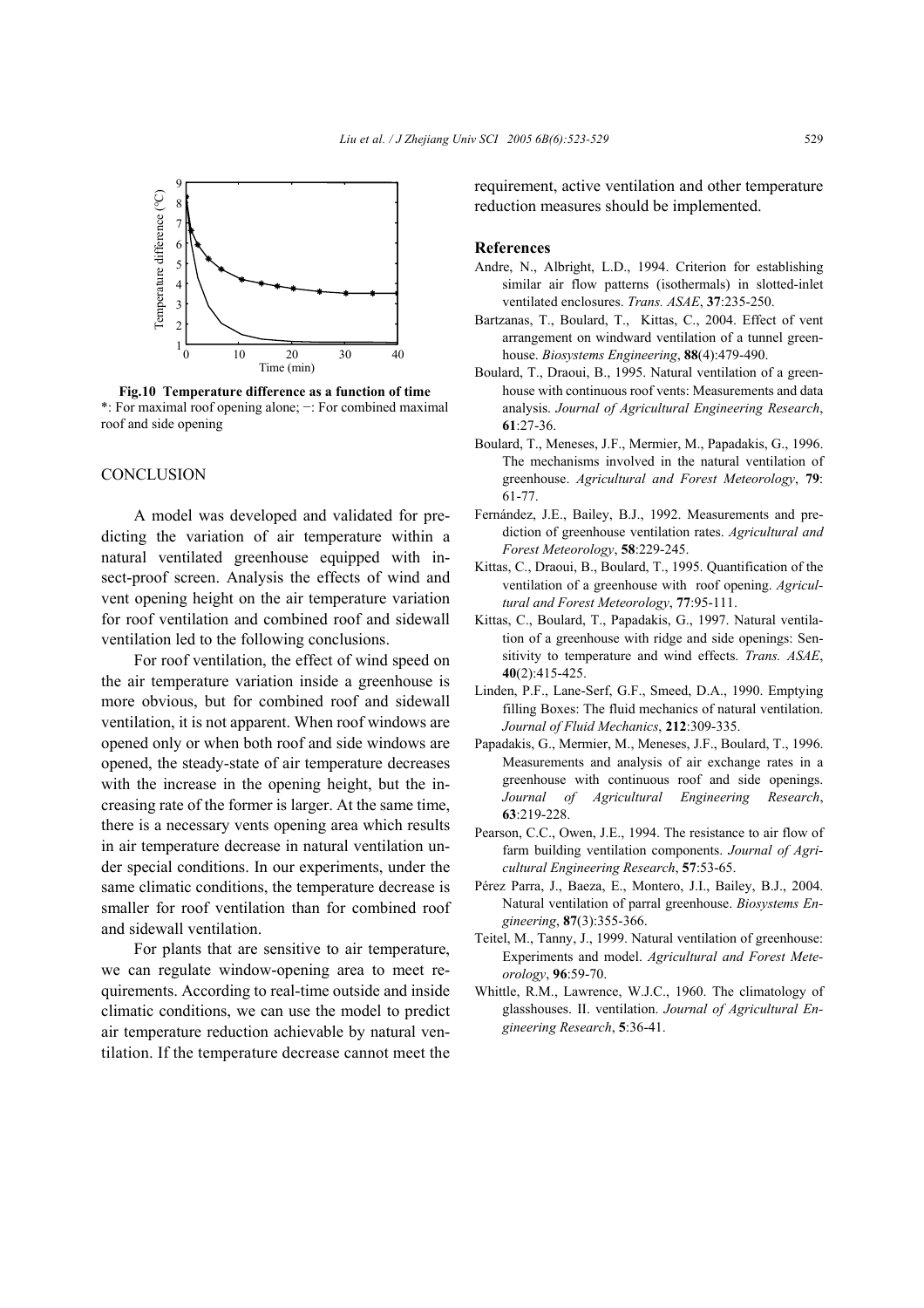9
8
7
6
5
4
3
2
1
Temperature difference (°C)
0 10 20 30 40
Time (min)

**Fig.10 Temperature difference as a function of time**
*: For maximal roof opening alone; −: For combined maximal roof and side opening

## CONCLUSION

A model was developed and validated for predicting the variation of air temperature within a natural ventilated greenhouse equipped with insect-proof screen. Analysis the effects of wind and vent opening height on the air temperature variation for roof ventilation and combined roof and sidewall ventilation led to the following conclusions.

For roof ventilation, the effect of wind speed on the air temperature variation inside a greenhouse is more obvious, but for combined roof and sidewall ventilation, it is not apparent. When roof windows are opened only or when both roof and side windows are opened, the steady-state of air temperature decreases with the increase in the opening height, but the increasing rate of the former is larger. At the same time, there is a necessary vents opening area which results in air temperature decrease in natural ventilation under special conditions. In our experiments, under the same climatic conditions, the temperature decrease is smaller for roof ventilation than for combined roof and sidewall ventilation.

For plants that are sensitive to air temperature, we can regulate window-opening area to meet requirements. According to real-time outside and inside climatic conditions, we can use the model to predict air temperature reduction achievable by natural ventilation. If the temperature decrease cannot meet the requirement, active ventilation and other temperature reduction measures should be implemented.

## References

Andre, N., Albright, L.D., 1994. Criterion for establishing similar air flow patterns (isothermals) in slotted-inlet ventilated enclosures. *Trans. ASAE*, **37**:235-250.

Bartzanas, T., Boulard, T., Kittas, C., 2004. Effect of vent arrangement on windward ventilation of a tunnel greenhouse. *Biosystems Engineering*, **88**(4):479-490.

Boulard, T., Draoui, B., 1995. Natural ventilation of a greenhouse with continuous roof vents: Measurements and data analysis. *Journal of Agricultural Engineering Research*, **61**:27-36.

Boulard, T., Meneses, J.F., Mermier, M., Papadakis, G., 1996. The mechanisms involved in the natural ventilation of greenhouse. *Agricultural and Forest Meteorology*, **79**: 61-77.

Fernández, J.E., Bailey, B.J., 1992. Measurements and prediction of greenhouse ventilation rates. *Agricultural and Forest Meteorology*, **58**:229-245.

Kittas, C., Draoui, B., Boulard, T., 1995. Quantification of the ventilation of a greenhouse with roof opening. *Agricultural and Forest Meteorology*, **77**:95-111.

Kittas, C., Boulard, T., Papadakis, G., 1997. Natural ventilation of a greenhouse with ridge and side openings: Sensitivity to temperature and wind effects. *Trans. ASAE*, **40**(2):415-425.

Linden, P.F., Lane-Serf, G.F., Smeed, D.A., 1990. Emptying filling Boxes: The fluid mechanics of natural ventilation. *Journal of Fluid Mechanics*, **212**:309-335.

Papadakis, G., Mermier, M., Meneses, J.F., Boulard, T., 1996. Measurements and analysis of air exchange rates in a greenhouse with continuous roof and side openings. *Journal of Agricultural Engineering Research*, **63**:219-228.

Pearson, C.C., Owen, J.E., 1994. The resistance to air flow of farm building ventilation components. *Journal of Agricultural Engineering Research*, **57**:53-65.

Pérez Parra, J., Baeza, E., Montero, J.I., Bailey, B.J., 2004. Natural ventilation of parral greenhouse. *Biosystems Engineering*, **87**(3):355-366.

Teitel, M., Tanny, J., 1999. Natural ventilation of greenhouse: Experiments and model. *Agricultural and Forest Meteorology*, **96**:59-70.

Whittle, R.M., Lawrence, W.J.C., 1960. The climatology of glasshouses. II. ventilation. *Journal of Agricultural Engineering Research*, **5**:36-41.